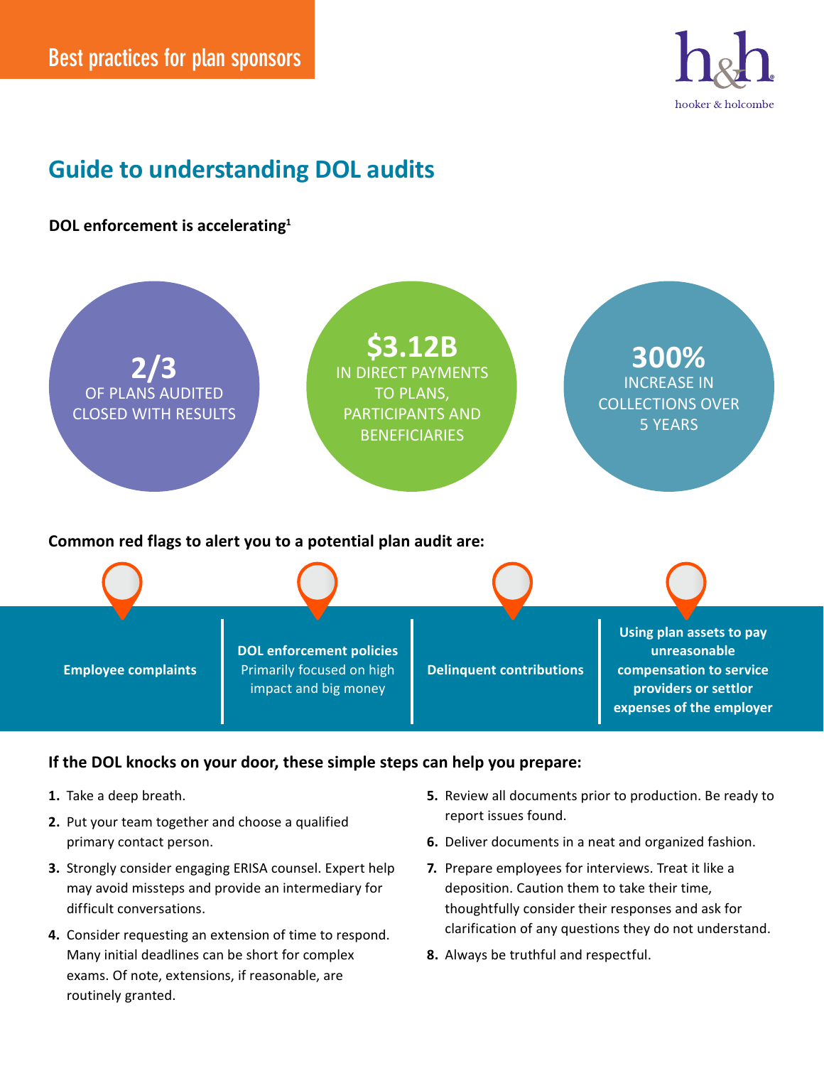Best practices for plan sponsors

# Guide to understanding DOL audits

**DOL enforcement is accelerating**[1]

**2/3**
OF PLANS AUDITED CLOSED WITH RESULTS

**$3.12B**
IN DIRECT PAYMENTS TO PLANS, PARTICIPANTS AND BENEFICIARIES

**300%**
INCREASE IN COLLECTIONS OVER 5 YEARS

**Common red flags to alert you to a potential plan audit are:**

- **Employee complaints**
- **DOL enforcement policies** Primarily focused on high impact and big money
- **Delinquent contributions**
- **Using plan assets to pay unreasonable compensation to service providers or settlor expenses of the employer**

**If the DOL knocks on your door, these simple steps can help you prepare:**

1. Take a deep breath.
2. Put your team together and choose a qualified primary contact person.
3. Strongly consider engaging ERISA counsel. Expert help may avoid missteps and provide an intermediary for difficult conversations.
4. Consider requesting an extension of time to respond. Many initial deadlines can be short for complex exams. Of note, extensions, if reasonable, are routinely granted.
5. Review all documents prior to production. Be ready to report issues found.
6. Deliver documents in a neat and organized fashion.
7. Prepare employees for interviews. Treat it like a deposition. Caution them to take their time, thoughtfully consider their responses and ask for clarification of any questions they do not understand.
8. Always be truthful and respectful.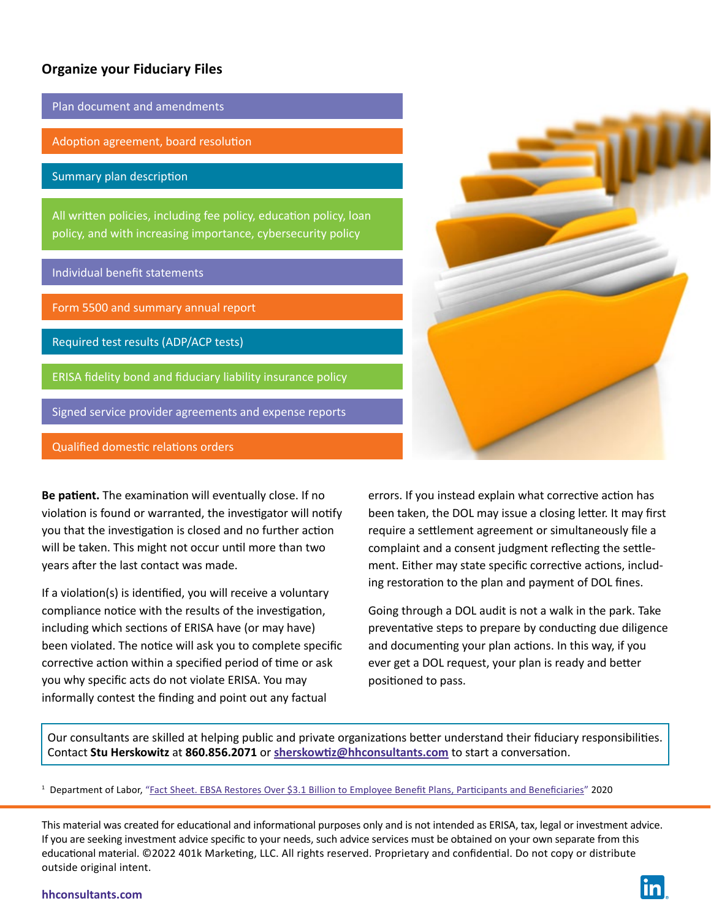## Organize your Fiduciary Files

- Plan document and amendments
- Adoption agreement, board resolution
- Summary plan description
- All written policies, including fee policy, education policy, loan policy, and with increasing importance, cybersecurity policy
- Individual benefit statements
- Form 5500 and summary annual report
- Required test results (ADP/ACP tests)
- ERISA fidelity bond and fiduciary liability insurance policy
- Signed service provider agreements and expense reports
- Qualified domestic relations orders

**Be patient.** The examination will eventually close. If no violation is found or warranted, the investigator will notify you that the investigation is closed and no further action will be taken. This might not occur until more than two years after the last contact was made.

If a violation(s) is identified, you will receive a voluntary compliance notice with the results of the investigation, including which sections of ERISA have (or may have) been violated. The notice will ask you to complete specific corrective action within a specified period of time or ask you why specific acts do not violate ERISA. You may informally contest the finding and point out any factual errors. If you instead explain what corrective action has been taken, the DOL may issue a closing letter. It may first require a settlement agreement or simultaneously file a complaint and a consent judgment reflecting the settlement. Either may state specific corrective actions, including restoration to the plan and payment of DOL fines.

Going through a DOL audit is not a walk in the park. Take preventative steps to prepare by conducting due diligence and documenting your plan actions. In this way, if you ever get a DOL request, your plan is ready and better positioned to pass.

Our consultants are skilled at helping public and private organizations better understand their fiduciary responsibilities. Contact **Stu Herskowitz** at **860.856.2071** or [sherskowtiz@hhconsultants.com](mailto:sherskowtiz@hhconsultants.com) to start a conversation.

[1] Department of Labor, "Fact Sheet. EBSA Restores Over $3.1 Billion to Employee Benefit Plans, Participants and Beneficiaries" 2020

This material was created for educational and informational purposes only and is not intended as ERISA, tax, legal or investment advice. If you are seeking investment advice specific to your needs, such advice services must be obtained on your own separate from this educational material. ©2022 401k Marketing, LLC. All rights reserved. Proprietary and confidential. Do not copy or distribute outside original intent.

hhconsultants.com